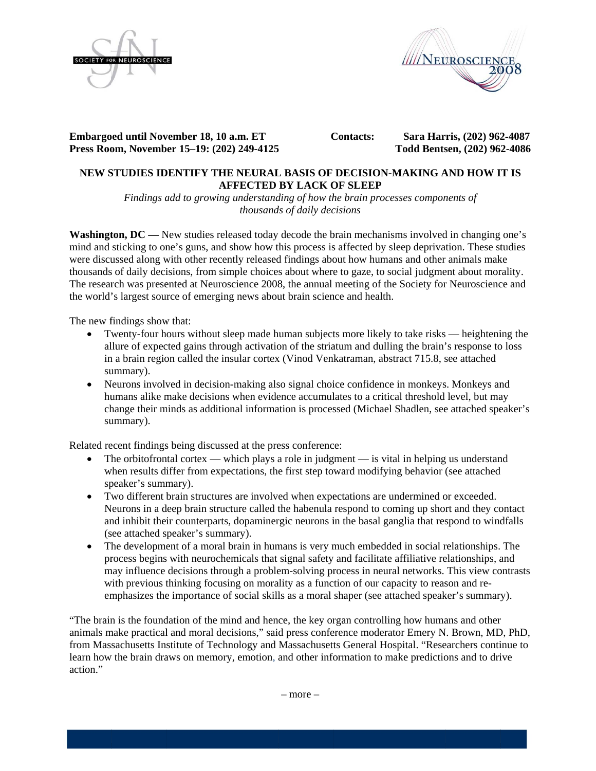**Embargoed until November 18, 10 a.m. ET**
**Press Room, November 15–19: (202) 249-4125**

**Contacts:** **Sara Harris, (202) 962-4087**
**Todd Bentsen, (202) 962-4086**

# NEW STUDIES IDENTIFY THE NEURAL BASIS OF DECISION-MAKING AND HOW IT IS AFFECTED BY LACK OF SLEEP

*Findings add to growing understanding of how the brain processes components of thousands of daily decisions*

**Washington, DC —** New studies released today decode the brain mechanisms involved in changing one's mind and sticking to one's guns, and show how this process is affected by sleep deprivation. These studies were discussed along with other recently released findings about how humans and other animals make thousands of daily decisions, from simple choices about where to gaze, to social judgment about morality. The research was presented at Neuroscience 2008, the annual meeting of the Society for Neuroscience and the world's largest source of emerging news about brain science and health.

The new findings show that:

- Twenty-four hours without sleep made human subjects more likely to take risks — heightening the allure of expected gains through activation of the striatum and dulling the brain's response to loss in a brain region called the insular cortex (Vinod Venkatraman, abstract 715.8, see attached summary).
- Neurons involved in decision-making also signal choice confidence in monkeys. Monkeys and humans alike make decisions when evidence accumulates to a critical threshold level, but may change their minds as additional information is processed (Michael Shadlen, see attached speaker's summary).

Related recent findings being discussed at the press conference:

- The orbitofrontal cortex — which plays a role in judgment — is vital in helping us understand when results differ from expectations, the first step toward modifying behavior (see attached speaker's summary).
- Two different brain structures are involved when expectations are undermined or exceeded. Neurons in a deep brain structure called the habenula respond to coming up short and they contact and inhibit their counterparts, dopaminergic neurons in the basal ganglia that respond to windfalls (see attached speaker's summary).
- The development of a moral brain in humans is very much embedded in social relationships. The process begins with neurochemicals that signal safety and facilitate affiliative relationships, and may influence decisions through a problem-solving process in neural networks. This view contrasts with previous thinking focusing on morality as a function of our capacity to reason and re-emphasizes the importance of social skills as a moral shaper (see attached speaker's summary).

"The brain is the foundation of the mind and hence, the key organ controlling how humans and other animals make practical and moral decisions," said press conference moderator Emery N. Brown, MD, PhD, from Massachusetts Institute of Technology and Massachusetts General Hospital. "Researchers continue to learn how the brain draws on memory, emotion, and other information to make predictions and to drive action."

– more –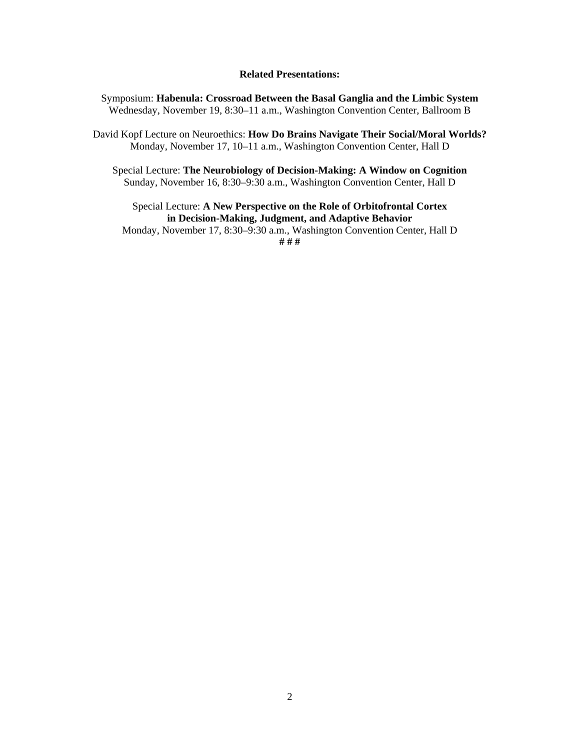**Related Presentations:**

Symposium: **Habenula: Crossroad Between the Basal Ganglia and the Limbic System**
Wednesday, November 19, 8:30–11 a.m., Washington Convention Center, Ballroom B

David Kopf Lecture on Neuroethics: **How Do Brains Navigate Their Social/Moral Worlds?**
Monday, November 17, 10–11 a.m., Washington Convention Center, Hall D

Special Lecture: **The Neurobiology of Decision-Making: A Window on Cognition**
Sunday, November 16, 8:30–9:30 a.m., Washington Convention Center, Hall D

Special Lecture: **A New Perspective on the Role of Orbitofrontal Cortex in Decision-Making, Judgment, and Adaptive Behavior**
Monday, November 17, 8:30–9:30 a.m., Washington Convention Center, Hall D

**# # #**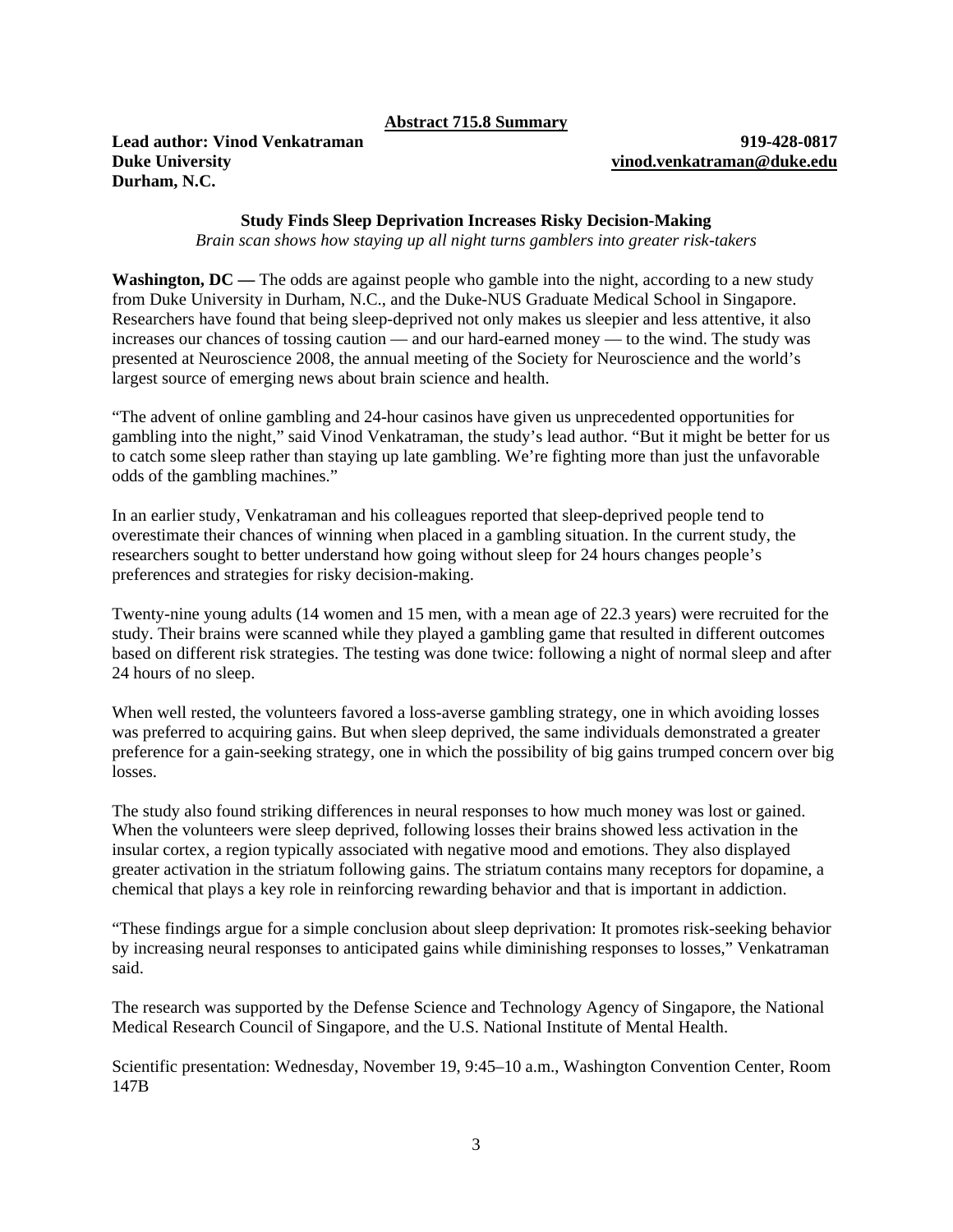**Abstract 715.8 Summary**

**Lead author: Vinod Venkatraman** **919-428-0817**
**Duke University** **vinod.venkatraman@duke.edu**
**Durham, N.C.**

**Study Finds Sleep Deprivation Increases Risky Decision-Making**

*Brain scan shows how staying up all night turns gamblers into greater risk-takers*

**Washington, DC —** The odds are against people who gamble into the night, according to a new study from Duke University in Durham, N.C., and the Duke-NUS Graduate Medical School in Singapore. Researchers have found that being sleep-deprived not only makes us sleepier and less attentive, it also increases our chances of tossing caution — and our hard-earned money — to the wind. The study was presented at Neuroscience 2008, the annual meeting of the Society for Neuroscience and the world's largest source of emerging news about brain science and health.

"The advent of online gambling and 24-hour casinos have given us unprecedented opportunities for gambling into the night," said Vinod Venkatraman, the study's lead author. "But it might be better for us to catch some sleep rather than staying up late gambling. We're fighting more than just the unfavorable odds of the gambling machines."

In an earlier study, Venkatraman and his colleagues reported that sleep-deprived people tend to overestimate their chances of winning when placed in a gambling situation. In the current study, the researchers sought to better understand how going without sleep for 24 hours changes people's preferences and strategies for risky decision-making.

Twenty-nine young adults (14 women and 15 men, with a mean age of 22.3 years) were recruited for the study. Their brains were scanned while they played a gambling game that resulted in different outcomes based on different risk strategies. The testing was done twice: following a night of normal sleep and after 24 hours of no sleep.

When well rested, the volunteers favored a loss-averse gambling strategy, one in which avoiding losses was preferred to acquiring gains. But when sleep deprived, the same individuals demonstrated a greater preference for a gain-seeking strategy, one in which the possibility of big gains trumped concern over big losses.

The study also found striking differences in neural responses to how much money was lost or gained. When the volunteers were sleep deprived, following losses their brains showed less activation in the insular cortex, a region typically associated with negative mood and emotions. They also displayed greater activation in the striatum following gains. The striatum contains many receptors for dopamine, a chemical that plays a key role in reinforcing rewarding behavior and that is important in addiction.

"These findings argue for a simple conclusion about sleep deprivation: It promotes risk-seeking behavior by increasing neural responses to anticipated gains while diminishing responses to losses," Venkatraman said.

The research was supported by the Defense Science and Technology Agency of Singapore, the National Medical Research Council of Singapore, and the U.S. National Institute of Mental Health.

Scientific presentation: Wednesday, November 19, 9:45–10 a.m., Washington Convention Center, Room 147B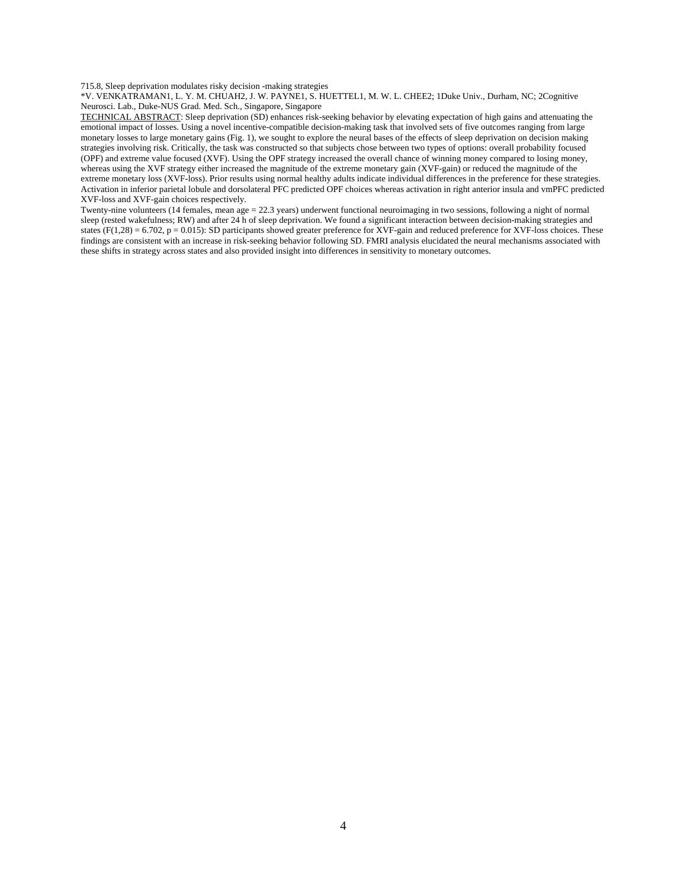715.8, Sleep deprivation modulates risky decision -making strategies

*V. VENKATRAMAN[1], L. Y. M. CHUAH[2], J. W. PAYNE[1], S. HUETTEL[1], M. W. L. CHEE[2]; [1]Duke Univ., Durham, NC; [2]Cognitive Neurosci. Lab., Duke-NUS Grad. Med. Sch., Singapore, Singapore

TECHNICAL ABSTRACT: Sleep deprivation (SD) enhances risk-seeking behavior by elevating expectation of high gains and attenuating the emotional impact of losses. Using a novel incentive-compatible decision-making task that involved sets of five outcomes ranging from large monetary losses to large monetary gains (Fig. 1), we sought to explore the neural bases of the effects of sleep deprivation on decision making strategies involving risk. Critically, the task was constructed so that subjects chose between two types of options: overall probability focused (OPF) and extreme value focused (XVF). Using the OPF strategy increased the overall chance of winning money compared to losing money, whereas using the XVF strategy either increased the magnitude of the extreme monetary gain (XVF-gain) or reduced the magnitude of the extreme monetary loss (XVF-loss). Prior results using normal healthy adults indicate individual differences in the preference for these strategies. Activation in inferior parietal lobule and dorsolateral PFC predicted OPF choices whereas activation in right anterior insula and vmPFC predicted XVF-loss and XVF-gain choices respectively.

Twenty-nine volunteers (14 females, mean age = 22.3 years) underwent functional neuroimaging in two sessions, following a night of normal sleep (rested wakefulness; RW) and after 24 h of sleep deprivation. We found a significant interaction between decision-making strategies and states ($F(1,28) = 6.702$, $p = 0.015$): SD participants showed greater preference for XVF-gain and reduced preference for XVF-loss choices. These findings are consistent with an increase in risk-seeking behavior following SD. FMRI analysis elucidated the neural mechanisms associated with these shifts in strategy across states and also provided insight into differences in sensitivity to monetary outcomes.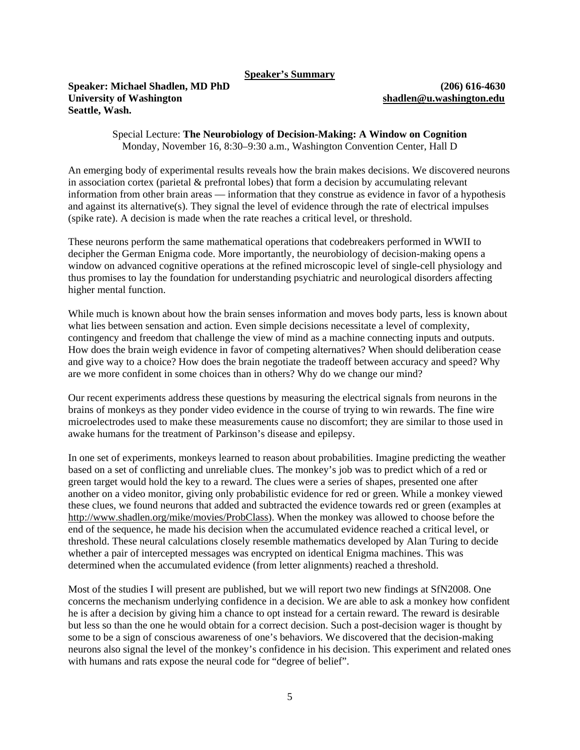**Speaker's Summary**

**Speaker: Michael Shadlen, MD PhD** **(206) 616-4630**
**University of Washington** **shadlen@u.washington.edu**
**Seattle, Wash.**

Special Lecture: **The Neurobiology of Decision-Making: A Window on Cognition**
Monday, November 16, 8:30–9:30 a.m., Washington Convention Center, Hall D

An emerging body of experimental results reveals how the brain makes decisions. We discovered neurons in association cortex (parietal & prefrontal lobes) that form a decision by accumulating relevant information from other brain areas — information that they construe as evidence in favor of a hypothesis and against its alternative(s). They signal the level of evidence through the rate of electrical impulses (spike rate). A decision is made when the rate reaches a critical level, or threshold.

These neurons perform the same mathematical operations that codebreakers performed in WWII to decipher the German Enigma code. More importantly, the neurobiology of decision-making opens a window on advanced cognitive operations at the refined microscopic level of single-cell physiology and thus promises to lay the foundation for understanding psychiatric and neurological disorders affecting higher mental function.

While much is known about how the brain senses information and moves body parts, less is known about what lies between sensation and action. Even simple decisions necessitate a level of complexity, contingency and freedom that challenge the view of mind as a machine connecting inputs and outputs. How does the brain weigh evidence in favor of competing alternatives? When should deliberation cease and give way to a choice? How does the brain negotiate the tradeoff between accuracy and speed? Why are we more confident in some choices than in others? Why do we change our mind?

Our recent experiments address these questions by measuring the electrical signals from neurons in the brains of monkeys as they ponder video evidence in the course of trying to win rewards. The fine wire microelectrodes used to make these measurements cause no discomfort; they are similar to those used in awake humans for the treatment of Parkinson's disease and epilepsy.

In one set of experiments, monkeys learned to reason about probabilities. Imagine predicting the weather based on a set of conflicting and unreliable clues. The monkey's job was to predict which of a red or green target would hold the key to a reward. The clues were a series of shapes, presented one after another on a video monitor, giving only probabilistic evidence for red or green. While a monkey viewed these clues, we found neurons that added and subtracted the evidence towards red or green (examples at http://www.shadlen.org/mike/movies/ProbClass). When the monkey was allowed to choose before the end of the sequence, he made his decision when the accumulated evidence reached a critical level, or threshold. These neural calculations closely resemble mathematics developed by Alan Turing to decide whether a pair of intercepted messages was encrypted on identical Enigma machines. This was determined when the accumulated evidence (from letter alignments) reached a threshold.

Most of the studies I will present are published, but we will report two new findings at SfN2008. One concerns the mechanism underlying confidence in a decision. We are able to ask a monkey how confident he is after a decision by giving him a chance to opt instead for a certain reward. The reward is desirable but less so than the one he would obtain for a correct decision. Such a post-decision wager is thought by some to be a sign of conscious awareness of one's behaviors. We discovered that the decision-making neurons also signal the level of the monkey's confidence in his decision. This experiment and related ones with humans and rats expose the neural code for "degree of belief".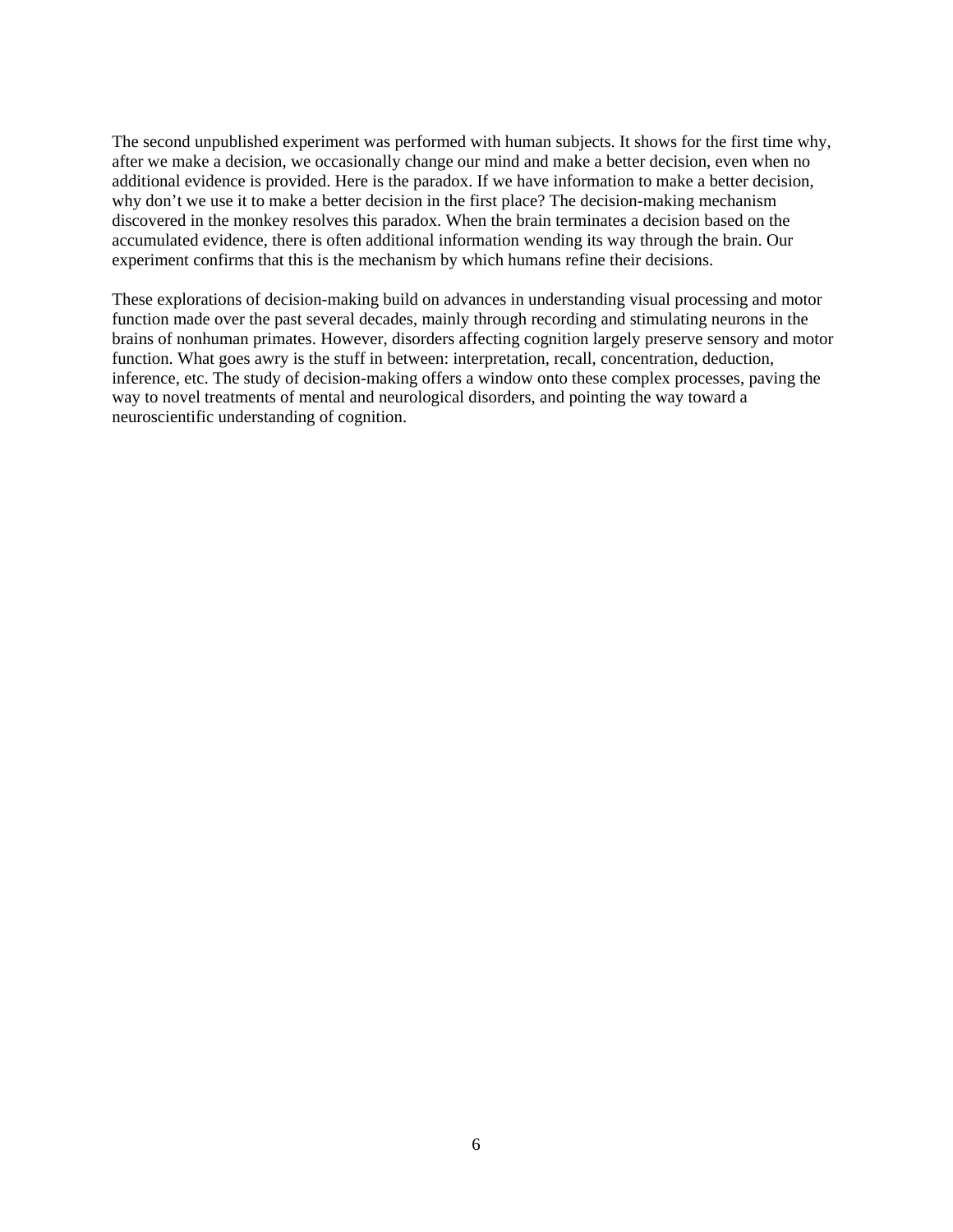The second unpublished experiment was performed with human subjects. It shows for the first time why, after we make a decision, we occasionally change our mind and make a better decision, even when no additional evidence is provided. Here is the paradox. If we have information to make a better decision, why don't we use it to make a better decision in the first place? The decision-making mechanism discovered in the monkey resolves this paradox. When the brain terminates a decision based on the accumulated evidence, there is often additional information wending its way through the brain. Our experiment confirms that this is the mechanism by which humans refine their decisions.

These explorations of decision-making build on advances in understanding visual processing and motor function made over the past several decades, mainly through recording and stimulating neurons in the brains of nonhuman primates. However, disorders affecting cognition largely preserve sensory and motor function. What goes awry is the stuff in between: interpretation, recall, concentration, deduction, inference, etc. The study of decision-making offers a window onto these complex processes, paving the way to novel treatments of mental and neurological disorders, and pointing the way toward a neuroscientific understanding of cognition.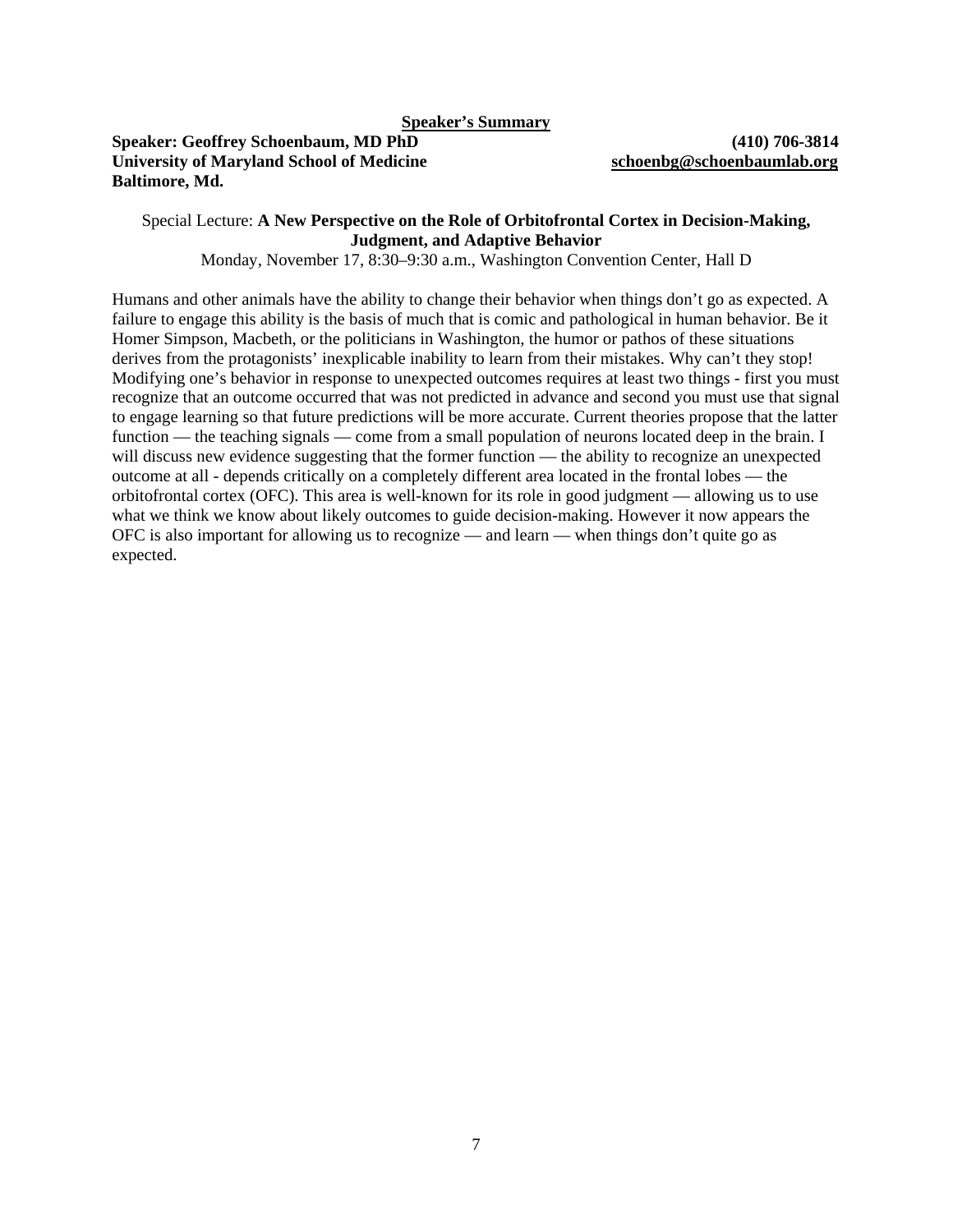**Speaker's Summary**

**Speaker: Geoffrey Schoenbaum, MD PhD** **(410) 706-3814**
**University of Maryland School of Medicine** **schoenbg@schoenbaumlab.org**
**Baltimore, Md.**

Special Lecture: **A New Perspective on the Role of Orbitofrontal Cortex in Decision-Making, Judgment, and Adaptive Behavior**
Monday, November 17, 8:30–9:30 a.m., Washington Convention Center, Hall D

Humans and other animals have the ability to change their behavior when things don't go as expected. A failure to engage this ability is the basis of much that is comic and pathological in human behavior. Be it Homer Simpson, Macbeth, or the politicians in Washington, the humor or pathos of these situations derives from the protagonists' inexplicable inability to learn from their mistakes. Why can't they stop! Modifying one's behavior in response to unexpected outcomes requires at least two things - first you must recognize that an outcome occurred that was not predicted in advance and second you must use that signal to engage learning so that future predictions will be more accurate. Current theories propose that the latter function — the teaching signals — come from a small population of neurons located deep in the brain. I will discuss new evidence suggesting that the former function — the ability to recognize an unexpected outcome at all - depends critically on a completely different area located in the frontal lobes — the orbitofrontal cortex (OFC). This area is well-known for its role in good judgment — allowing us to use what we think we know about likely outcomes to guide decision-making. However it now appears the OFC is also important for allowing us to recognize — and learn — when things don't quite go as expected.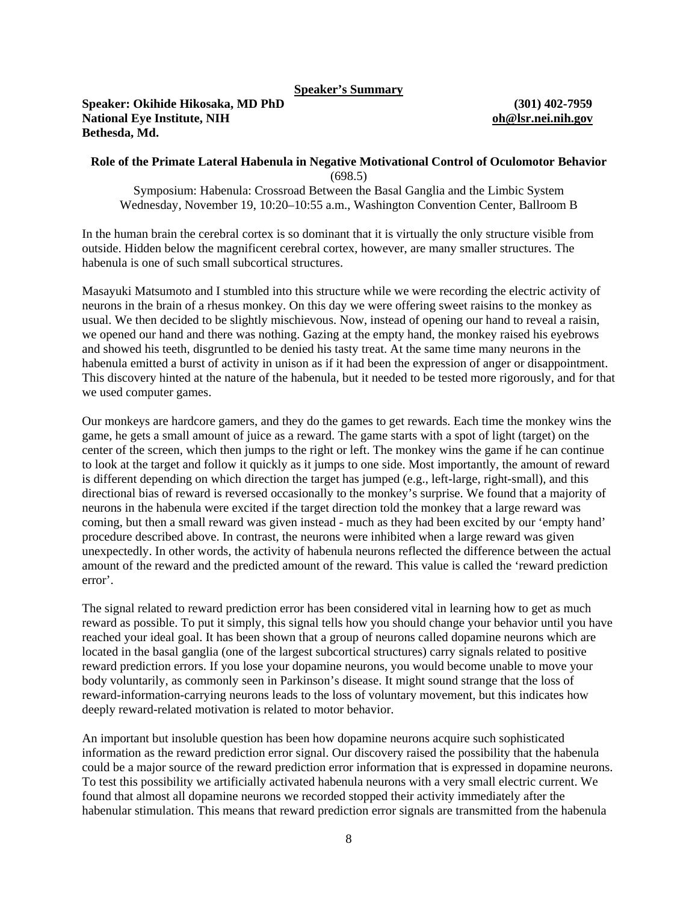**Speaker's Summary**

**Speaker: Okihide Hikosaka, MD PhD** **(301) 402-7959**
**National Eye Institute, NIH** **oh@lsr.nei.nih.gov**
**Bethesda, Md.**

**Role of the Primate Lateral Habenula in Negative Motivational Control of Oculomotor Behavior**
(698.5)
Symposium: Habenula: Crossroad Between the Basal Ganglia and the Limbic System
Wednesday, November 19, 10:20–10:55 a.m., Washington Convention Center, Ballroom B

In the human brain the cerebral cortex is so dominant that it is virtually the only structure visible from outside. Hidden below the magnificent cerebral cortex, however, are many smaller structures. The habenula is one of such small subcortical structures.

Masayuki Matsumoto and I stumbled into this structure while we were recording the electric activity of neurons in the brain of a rhesus monkey. On this day we were offering sweet raisins to the monkey as usual. We then decided to be slightly mischievous. Now, instead of opening our hand to reveal a raisin, we opened our hand and there was nothing. Gazing at the empty hand, the monkey raised his eyebrows and showed his teeth, disgruntled to be denied his tasty treat. At the same time many neurons in the habenula emitted a burst of activity in unison as if it had been the expression of anger or disappointment. This discovery hinted at the nature of the habenula, but it needed to be tested more rigorously, and for that we used computer games.

Our monkeys are hardcore gamers, and they do the games to get rewards. Each time the monkey wins the game, he gets a small amount of juice as a reward. The game starts with a spot of light (target) on the center of the screen, which then jumps to the right or left. The monkey wins the game if he can continue to look at the target and follow it quickly as it jumps to one side. Most importantly, the amount of reward is different depending on which direction the target has jumped (e.g., left-large, right-small), and this directional bias of reward is reversed occasionally to the monkey's surprise. We found that a majority of neurons in the habenula were excited if the target direction told the monkey that a large reward was coming, but then a small reward was given instead - much as they had been excited by our 'empty hand' procedure described above. In contrast, the neurons were inhibited when a large reward was given unexpectedly. In other words, the activity of habenula neurons reflected the difference between the actual amount of the reward and the predicted amount of the reward. This value is called the 'reward prediction error'.

The signal related to reward prediction error has been considered vital in learning how to get as much reward as possible. To put it simply, this signal tells how you should change your behavior until you have reached your ideal goal. It has been shown that a group of neurons called dopamine neurons which are located in the basal ganglia (one of the largest subcortical structures) carry signals related to positive reward prediction errors. If you lose your dopamine neurons, you would become unable to move your body voluntarily, as commonly seen in Parkinson's disease. It might sound strange that the loss of reward-information-carrying neurons leads to the loss of voluntary movement, but this indicates how deeply reward-related motivation is related to motor behavior.

An important but insoluble question has been how dopamine neurons acquire such sophisticated information as the reward prediction error signal. Our discovery raised the possibility that the habenula could be a major source of the reward prediction error information that is expressed in dopamine neurons. To test this possibility we artificially activated habenula neurons with a very small electric current. We found that almost all dopamine neurons we recorded stopped their activity immediately after the habenular stimulation. This means that reward prediction error signals are transmitted from the habenula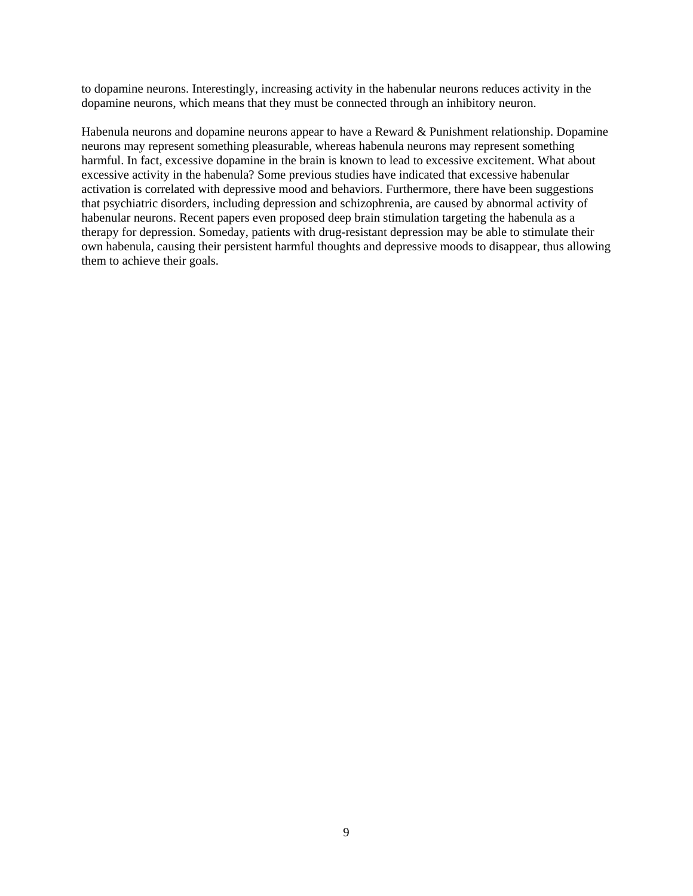to dopamine neurons. Interestingly, increasing activity in the habenular neurons reduces activity in the dopamine neurons, which means that they must be connected through an inhibitory neuron.

Habenula neurons and dopamine neurons appear to have a Reward & Punishment relationship. Dopamine neurons may represent something pleasurable, whereas habenula neurons may represent something harmful. In fact, excessive dopamine in the brain is known to lead to excessive excitement. What about excessive activity in the habenula? Some previous studies have indicated that excessive habenular activation is correlated with depressive mood and behaviors. Furthermore, there have been suggestions that psychiatric disorders, including depression and schizophrenia, are caused by abnormal activity of habenular neurons. Recent papers even proposed deep brain stimulation targeting the habenula as a therapy for depression. Someday, patients with drug-resistant depression may be able to stimulate their own habenula, causing their persistent harmful thoughts and depressive moods to disappear, thus allowing them to achieve their goals.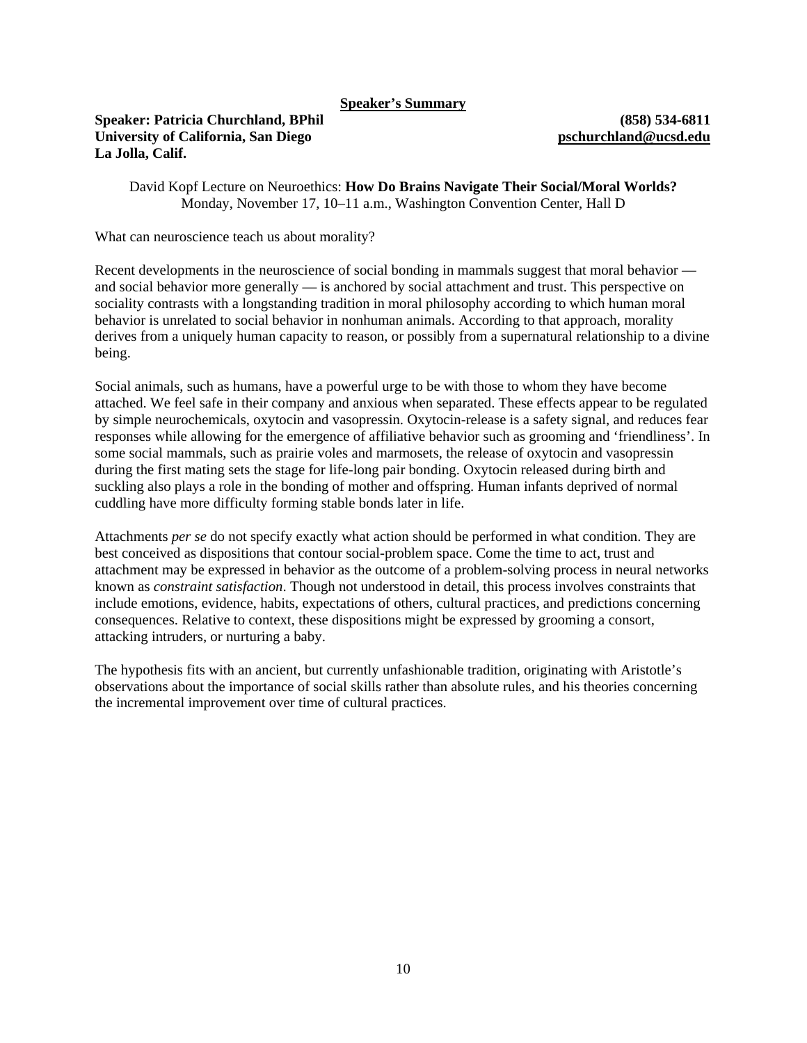**Speaker's Summary**

**Speaker: Patricia Churchland, BPhil**
**University of California, San Diego**
**La Jolla, Calif.**

**(858) 534-6811**
**pschurchland@ucsd.edu**

David Kopf Lecture on Neuroethics: **How Do Brains Navigate Their Social/Moral Worlds?**
Monday, November 17, 10–11 a.m., Washington Convention Center, Hall D

What can neuroscience teach us about morality?

Recent developments in the neuroscience of social bonding in mammals suggest that moral behavior — and social behavior more generally — is anchored by social attachment and trust. This perspective on sociality contrasts with a longstanding tradition in moral philosophy according to which human moral behavior is unrelated to social behavior in nonhuman animals. According to that approach, morality derives from a uniquely human capacity to reason, or possibly from a supernatural relationship to a divine being.

Social animals, such as humans, have a powerful urge to be with those to whom they have become attached. We feel safe in their company and anxious when separated. These effects appear to be regulated by simple neurochemicals, oxytocin and vasopressin. Oxytocin-release is a safety signal, and reduces fear responses while allowing for the emergence of affiliative behavior such as grooming and 'friendliness'. In some social mammals, such as prairie voles and marmosets, the release of oxytocin and vasopressin during the first mating sets the stage for life-long pair bonding. Oxytocin released during birth and suckling also plays a role in the bonding of mother and offspring. Human infants deprived of normal cuddling have more difficulty forming stable bonds later in life.

Attachments *per se* do not specify exactly what action should be performed in what condition. They are best conceived as dispositions that contour social-problem space. Come the time to act, trust and attachment may be expressed in behavior as the outcome of a problem-solving process in neural networks known as *constraint satisfaction*. Though not understood in detail, this process involves constraints that include emotions, evidence, habits, expectations of others, cultural practices, and predictions concerning consequences. Relative to context, these dispositions might be expressed by grooming a consort, attacking intruders, or nurturing a baby.

The hypothesis fits with an ancient, but currently unfashionable tradition, originating with Aristotle's observations about the importance of social skills rather than absolute rules, and his theories concerning the incremental improvement over time of cultural practices.